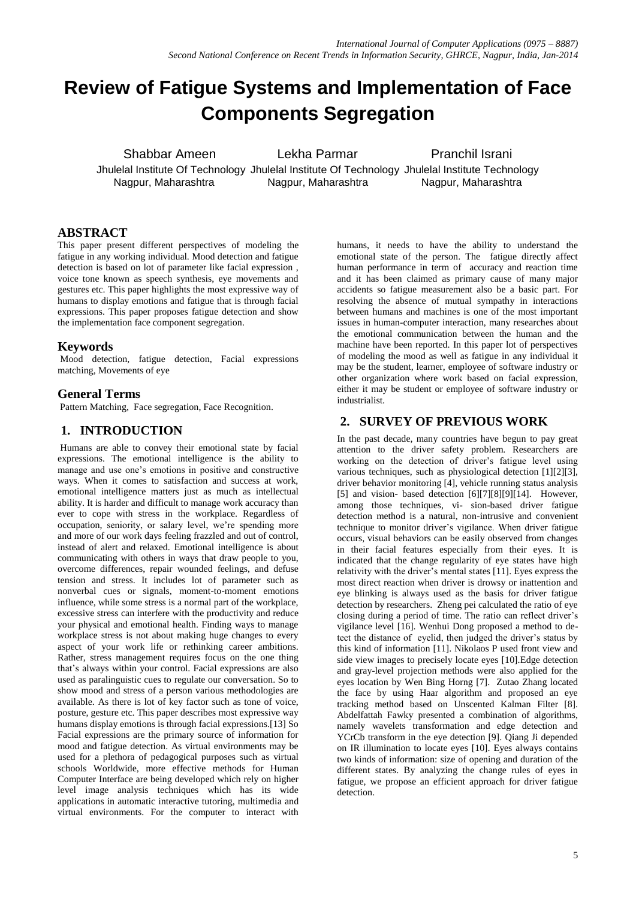# Review of Fatigue Systems and Implementation of Face Components Segregation

Shabbar Ameen
Jhulelal Institute Of Technology
Nagpur, Maharashtra

Lekha Parmar
Jhulelal Institute Of Technology
Nagpur, Maharashtra

Pranchil Israni
Jhulelal Institute Technology
Nagpur, Maharashtra

## ABSTRACT

This paper present different perspectives of modeling the fatigue in any working individual. Mood detection and fatigue detection is based on lot of parameter like facial expression , voice tone known as speech synthesis, eye movements and gestures etc. This paper highlights the most expressive way of humans to display emotions and fatigue that is through facial expressions. This paper proposes fatigue detection and show the implementation face component segregation.

## Keywords

Mood detection, fatigue detection, Facial expressions matching, Movements of eye

## General Terms

Pattern Matching, Face segregation, Face Recognition.

## 1. INTRODUCTION

Humans are able to convey their emotional state by facial expressions. The emotional intelligence is the ability to manage and use one's emotions in positive and constructive ways. When it comes to satisfaction and success at work, emotional intelligence matters just as much as intellectual ability. It is harder and difficult to manage work accuracy than ever to cope with stress in the workplace. Regardless of occupation, seniority, or salary level, we're spending more and more of our work days feeling frazzled and out of control, instead of alert and relaxed. Emotional intelligence is about communicating with others in ways that draw people to you, overcome differences, repair wounded feelings, and defuse tension and stress. It includes lot of parameter such as nonverbal cues or signals, moment-to-moment emotions influence, while some stress is a normal part of the workplace, excessive stress can interfere with the productivity and reduce your physical and emotional health. Finding ways to manage workplace stress is not about making huge changes to every aspect of your work life or rethinking career ambitions. Rather, stress management requires focus on the one thing that's always within your control. Facial expressions are also used as paralinguistic cues to regulate our conversation. So to show mood and stress of a person various methodologies are available. As there is lot of key factor such as tone of voice, posture, gesture etc. This paper describes most expressive way humans display emotions is through facial expressions.[13] So Facial expressions are the primary source of information for mood and fatigue detection. As virtual environments may be used for a plethora of pedagogical purposes such as virtual schools Worldwide, more effective methods for Human Computer Interface are being developed which rely on higher level image analysis techniques which has its wide applications in automatic interactive tutoring, multimedia and virtual environments. For the computer to interact with humans, it needs to have the ability to understand the emotional state of the person. The fatigue directly affect human performance in term of accuracy and reaction time and it has been claimed as primary cause of many major accidents so fatigue measurement also be a basic part. For resolving the absence of mutual sympathy in interactions between humans and machines is one of the most important issues in human-computer interaction, many researches about the emotional communication between the human and the machine have been reported. In this paper lot of perspectives of modeling the mood as well as fatigue in any individual it may be the student, learner, employee of software industry or other organization where work based on facial expression, either it may be student or employee of software industry or industrialist.

## 2. SURVEY OF PREVIOUS WORK

In the past decade, many countries have begun to pay great attention to the driver safety problem. Researchers are working on the detection of driver's fatigue level using various techniques, such as physiological detection [1][2][3], driver behavior monitoring [4], vehicle running status analysis [5] and vision- based detection [6][7][8][9][14]. However, among those techniques, vi- sion-based driver fatigue detection method is a natural, non-intrusive and convenient technique to monitor driver's vigilance. When driver fatigue occurs, visual behaviors can be easily observed from changes in their facial features especially from their eyes. It is indicated that the change regularity of eye states have high relativity with the driver's mental states [11]. Eyes express the most direct reaction when driver is drowsy or inattention and eye blinking is always used as the basis for driver fatigue detection by researchers. Zheng pei calculated the ratio of eye closing during a period of time. The ratio can reflect driver's vigilance level [16]. Wenhui Dong proposed a method to de- tect the distance of eyelid, then judged the driver's status by this kind of information [11]. Nikolaos P used front view and side view images to precisely locate eyes [10].Edge detection and gray-level projection methods were also applied for the eyes location by Wen Bing Horng [7]. Zutao Zhang located the face by using Haar algorithm and proposed an eye tracking method based on Unscented Kalman Filter [8]. Abdelfattah Fawky presented a combination of algorithms, namely wavelets transformation and edge detection and YCrCb transform in the eye detection [9]. Qiang Ji depended on IR illumination to locate eyes [10]. Eyes always contains two kinds of information: size of opening and duration of the different states. By analyzing the change rules of eyes in fatigue, we propose an efficient approach for driver fatigue detection.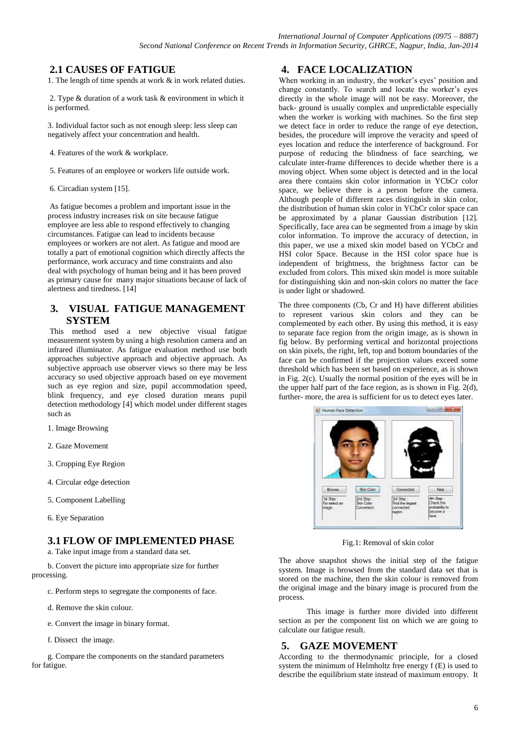## 2.1 CAUSES OF FATIGUE

1. The length of time spends at work & in work related duties.

2. Type & duration of a work task & environment in which it is performed.

3. Individual factor such as not enough sleep: less sleep can negatively affect your concentration and health.

4. Features of the work & workplace.

5. Features of an employee or workers life outside work.

6. Circadian system [15].

As fatigue becomes a problem and important issue in the process industry increases risk on site because fatigue employee are less able to respond effectively to changing circumstances. Fatigue can lead to incidents because employees or workers are not alert. As fatigue and mood are totally a part of emotional cognition which directly affects the performance, work accuracy and time constraints and also deal with psychology of human being and it has been proved as primary cause for many major situations because of lack of alertness and tiredness. [14]

## 3. VISUAL FATIGUE MANAGEMENT SYSTEM

This method used a new objective visual fatigue measurement system by using a high resolution camera and an infrared illuminator. As fatigue evaluation method use both approaches subjective approach and objective approach. As subjective approach use observer views so there may be less accuracy so used objective approach based on eye movement such as eye region and size, pupil accommodation speed, blink frequency, and eye closed duration means pupil detection methodology [4] which model under different stages such as

1. Image Browsing

2. Gaze Movement

3. Cropping Eye Region

4. Circular edge detection

5. Component Labelling

6. Eye Separation

## 3.1 FLOW OF IMPLEMENTED PHASE

a. Take input image from a standard data set.

b. Convert the picture into appropriate size for further processing.

c. Perform steps to segregate the components of face.

d. Remove the skin colour.

e. Convert the image in binary format.

f. Dissect the image.

g. Compare the components on the standard parameters for fatigue.

## 4. FACE LOCALIZATION

When working in an industry, the worker's eyes' position and change constantly. To search and locate the worker's eyes directly in the whole image will not be easy. Moreover, the back- ground is usually complex and unpredictable especially when the worker is working with machines. So the first step we detect face in order to reduce the range of eye detection, besides, the procedure will improve the veracity and speed of eyes location and reduce the interference of background. For purpose of reducing the blindness of face searching, we calculate inter-frame differences to decide whether there is a moving object. When some object is detected and in the local area there contains skin color information in YCbCr color space, we believe there is a person before the camera. Although people of different races distinguish in skin color, the distribution of human skin color in YCbCr color space can be approximated by a planar Gaussian distribution [12]. Specifically, face area can be segmented from a image by skin color information. To improve the accuracy of detection, in this paper, we use a mixed skin model based on YCbCr and HSI color Space. Because in the HSI color space hue is independent of brightness, the brightness factor can be excluded from colors. This mixed skin model is more suitable for distinguishing skin and non-skin colors no matter the face is under light or shadowed.

The three components (Cb, Cr and H) have different abilities to represent various skin colors and they can be complemented by each other. By using this method, it is easy to separate face region from the origin image, as is shown in fig below. By performing vertical and horizontal projections on skin pixels, the right, left, top and bottom boundaries of the face can be confirmed if the projection values exceed some threshold which has been set based on experience, as is shown in Fig. 2(c). Usually the normal position of the eyes will be in the upper half part of the face region, as is shown in Fig. 2(d), further- more, the area is sufficient for us to detect eyes later.

Fig.1: Removal of skin color

The above snapshot shows the initial step of the fatigue system. Image is browsed from the standard data set that is stored on the machine, then the skin colour is removed from the original image and the binary image is procured from the process.

This image is further more divided into different section as per the component list on which we are going to calculate our fatigue result.

## 5. GAZE MOVEMENT

According to the thermodynamic principle, for a closed system the minimum of Helmholtz free energy f (E) is used to describe the equilibrium state instead of maximum entropy. It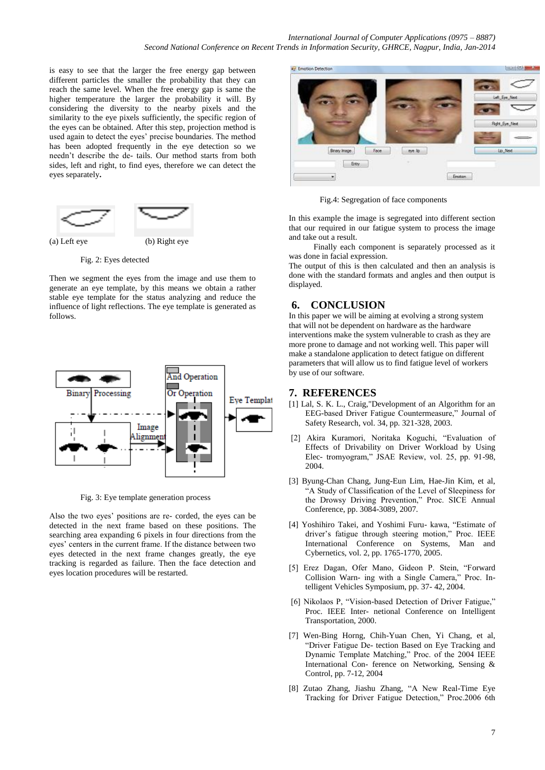is easy to see that the larger the free energy gap between different particles the smaller the probability that they can reach the same level. When the free energy gap is same the higher temperature the larger the probability it will. By considering the diversity to the nearby pixels and the similarity to the eye pixels sufficiently, the specific region of the eyes can be obtained. After this step, projection method is used again to detect the eyes' precise boundaries. The method has been adopted frequently in the eye detection so we needn't describe the de- tails. Our method starts from both sides, left and right, to find eyes, therefore we can detect the eyes separately.

(a) Left eye (b) Right eye

Fig. 2: Eyes detected

Then we segment the eyes from the image and use them to generate an eye template, by this means we obtain a rather stable eye template for the status analyzing and reduce the influence of light reflections. The eye template is generated as follows.

Fig. 3: Eye template generation process

Also the two eyes' positions are re- corded, the eyes can be detected in the next frame based on these positions. The searching area expanding 6 pixels in four directions from the eyes' centers in the current frame. If the distance between two eyes detected in the next frame changes greatly, the eye tracking is regarded as failure. Then the face detection and eyes location procedures will be restarted.

Fig.4: Segregation of face components

In this example the image is segregated into different section that our required in our fatigue system to process the image and take out a result.

Finally each component is separately processed as it was done in facial expression.

The output of this is then calculated and then an analysis is done with the standard formats and angles and then output is displayed.

## 6. CONCLUSION

In this paper we will be aiming at evolving a strong system that will not be dependent on hardware as the hardware interventions make the system vulnerable to crash as they are more prone to damage and not working well. This paper will make a standalone application to detect fatigue on different parameters that will allow us to find fatigue level of workers by use of our software.

## 7. REFERENCES

[1] Lal, S. K. L., Craig,"Development of an Algorithm for an EEG-based Driver Fatigue Countermeasure," Journal of Safety Research, vol. 34, pp. 321-328, 2003.

[2] Akira Kuramori, Noritaka Koguchi, "Evaluation of Effects of Drivability on Driver Workload by Using Elec- tromyogram," JSAE Review, vol. 25, pp. 91-98, 2004.

[3] Byung-Chan Chang, Jung-Eun Lim, Hae-Jin Kim, et al, "A Study of Classification of the Level of Sleepiness for the Drowsy Driving Prevention," Proc. SICE Annual Conference, pp. 3084-3089, 2007.

[4] Yoshihiro Takei, and Yoshimi Furu- kawa, "Estimate of driver's fatigue through steering motion," Proc. IEEE International Conference on Systems, Man and Cybernetics, vol. 2, pp. 1765-1770, 2005.

[5] Erez Dagan, Ofer Mano, Gideon P. Stein, "Forward Collision Warn- ing with a Single Camera," Proc. In- telligent Vehicles Symposium, pp. 37- 42, 2004.

[6] Nikolaos P, "Vision-based Detection of Driver Fatigue," Proc. IEEE Inter- netional Conference on Intelligent Transportation, 2000.

[7] Wen-Bing Horng, Chih-Yuan Chen, Yi Chang, et al, "Driver Fatigue De- tection Based on Eye Tracking and Dynamic Template Matching," Proc. of the 2004 IEEE International Con- ference on Networking, Sensing & Control, pp. 7-12, 2004

[8] Zutao Zhang, Jiashu Zhang, "A New Real-Time Eye Tracking for Driver Fatigue Detection," Proc.2006 6th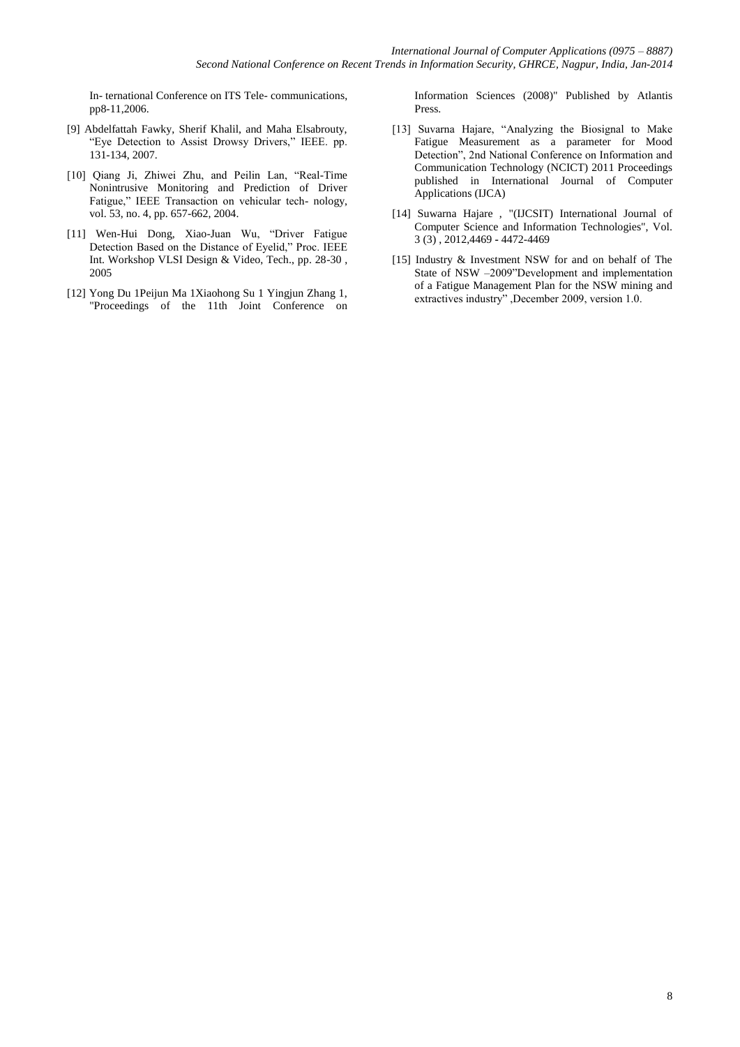In- ternational Conference on ITS Tele- communications, pp8-11,2006.

[9] Abdelfattah Fawky, Sherif Khalil, and Maha Elsabrouty, "Eye Detection to Assist Drowsy Drivers," IEEE. pp. 131-134, 2007.

[10] Qiang Ji, Zhiwei Zhu, and Peilin Lan, "Real-Time Nonintrusive Monitoring and Prediction of Driver Fatigue," IEEE Transaction on vehicular tech- nology, vol. 53, no. 4, pp. 657-662, 2004.

[11] Wen-Hui Dong, Xiao-Juan Wu, "Driver Fatigue Detection Based on the Distance of Eyelid," Proc. IEEE Int. Workshop VLSI Design & Video, Tech., pp. 28-30 , 2005

[12] Yong Du 1Peijun Ma 1Xiaohong Su 1 Yingjun Zhang 1, "Proceedings of the 11th Joint Conference on Information Sciences (2008)" Published by Atlantis Press.

[13] Suvarna Hajare, "Analyzing the Biosignal to Make Fatigue Measurement as a parameter for Mood Detection", 2nd National Conference on Information and Communication Technology (NCICT) 2011 Proceedings published in International Journal of Computer Applications (IJCA)

[14] Suwarna Hajare , "(IJCSIT) International Journal of Computer Science and Information Technologies", Vol. 3 (3) , 2012,4469 - 4472-4469

[15] Industry & Investment NSW for and on behalf of The State of NSW –2009"Development and implementation of a Fatigue Management Plan for the NSW mining and extractives industry" ,December 2009, version 1.0.